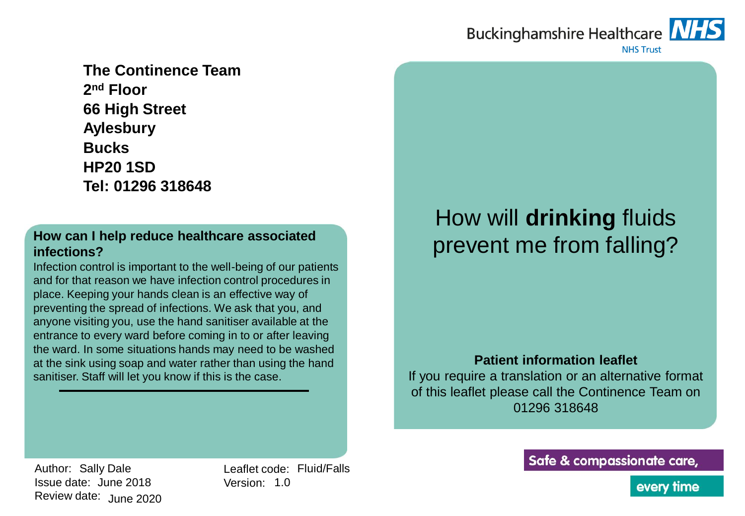Buckinghamshire Healthcare NHS Trust

# How will **drinking** fluids prevent me from falling?

**Patient information leaflet**

If you require a translation or an alternative format of this leaflet please call the Continence Team on 01296 318648

Safe & compassionate care, every time

**The Continence Team**
**2nd Floor**
**66 High Street**
**Aylesbury**
**Bucks**
**HP20 1SD**
**Tel: 01296 318648**

## How can I help reduce healthcare associated infections?

Infection control is important to the well-being of our patients and for that reason we have infection control procedures in place. Keeping your hands clean is an effective way of preventing the spread of infections. We ask that you, and anyone visiting you, use the hand sanitiser available at the entrance to every ward before coming in to or after leaving the ward. In some situations hands may need to be washed at the sink using soap and water rather than using the hand sanitiser. Staff will let you know if this is the case.

---

Author: Sally Dale
Issue date: June 2018
Review date: June 2020

Leaflet code: Fluid/Falls
Version: 1.0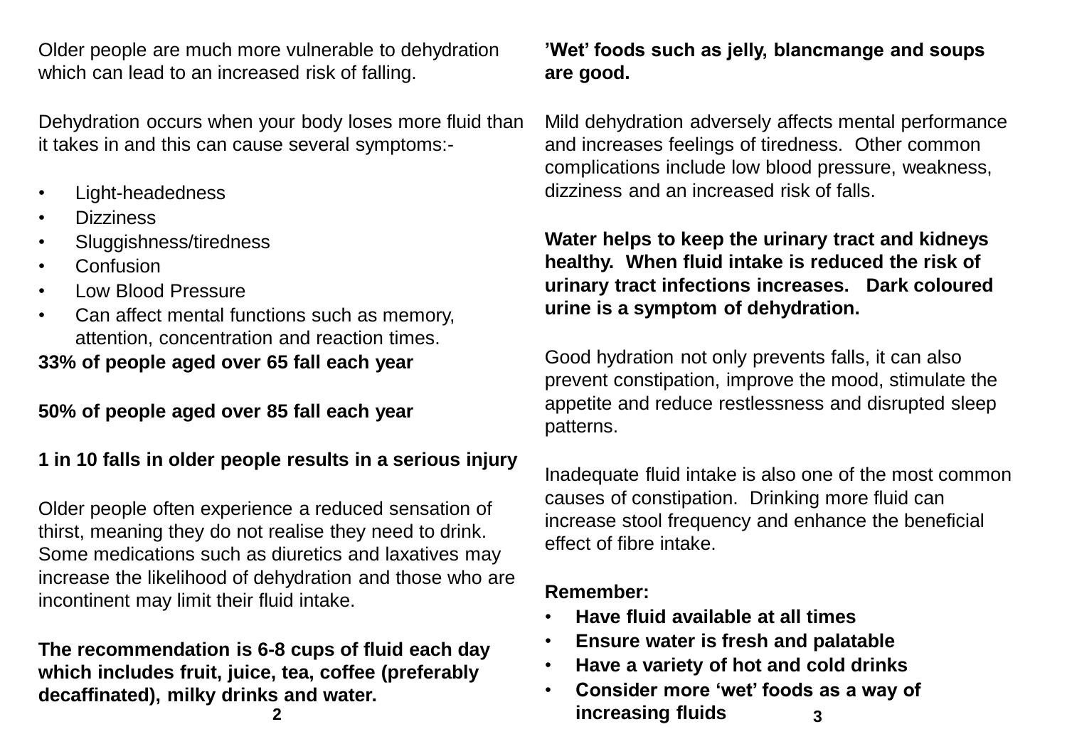Older people are much more vulnerable to dehydration which can lead to an increased risk of falling.

Dehydration occurs when your body loses more fluid than it takes in and this can cause several symptoms:-

- Light-headedness
- Dizziness
- Sluggishness/tiredness
- Confusion
- Low Blood Pressure
- Can affect mental functions such as memory, attention, concentration and reaction times.

**33% of people aged over 65 fall each year**

**50% of people aged over 85 fall each year**

**1 in 10 falls in older people results in a serious injury**

Older people often experience a reduced sensation of thirst, meaning they do not realise they need to drink. Some medications such as diuretics and laxatives may increase the likelihood of dehydration and those who are incontinent may limit their fluid intake.

**The recommendation is 6-8 cups of fluid each day which includes fruit, juice, tea, coffee (preferably decaffinated), milky drinks and water.**

**’Wet’ foods such as jelly, blancmange and soups are good.**

Mild dehydration adversely affects mental performance and increases feelings of tiredness. Other common complications include low blood pressure, weakness, dizziness and an increased risk of falls.

**Water helps to keep the urinary tract and kidneys healthy. When fluid intake is reduced the risk of urinary tract infections increases. Dark coloured urine is a symptom of dehydration.**

Good hydration not only prevents falls, it can also prevent constipation, improve the mood, stimulate the appetite and reduce restlessness and disrupted sleep patterns.

Inadequate fluid intake is also one of the most common causes of constipation. Drinking more fluid can increase stool frequency and enhance the beneficial effect of fibre intake.

**Remember:**

- **Have fluid available at all times**
- **Ensure water is fresh and palatable**
- **Have a variety of hot and cold drinks**
- **Consider more ‘wet’ foods as a way of increasing fluids**